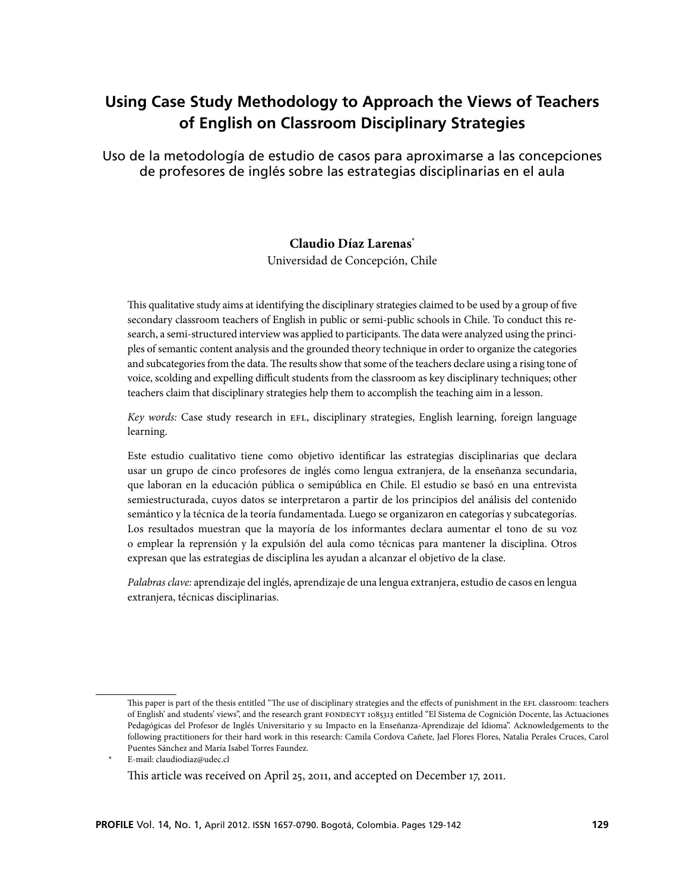# Using Case Study Methodology to Approach the Views of Teachers of English on Classroom Disciplinary Strategies

## Uso de la metodología de estudio de casos para aproximarse a las concepciones de profesores de inglés sobre las estrategias disciplinarias en el aula

**Claudio Díaz Larenas***

Universidad de Concepción, Chile

This qualitative study aims at identifying the disciplinary strategies claimed to be used by a group of five secondary classroom teachers of English in public or semi-public schools in Chile. To conduct this research, a semi-structured interview was applied to participants. The data were analyzed using the principles of semantic content analysis and the grounded theory technique in order to organize the categories and subcategories from the data. The results show that some of the teachers declare using a rising tone of voice, scolding and expelling difficult students from the classroom as key disciplinary techniques; other teachers claim that disciplinary strategies help them to accomplish the teaching aim in a lesson.

*Key words:* Case study research in EFL, disciplinary strategies, English learning, foreign language learning.

Este estudio cualitativo tiene como objetivo identificar las estrategias disciplinarias que declara usar un grupo de cinco profesores de inglés como lengua extranjera, de la enseñanza secundaria, que laboran en la educación pública o semipública en Chile. El estudio se basó en una entrevista semiestructurada, cuyos datos se interpretaron a partir de los principios del análisis del contenido semántico y la técnica de la teoría fundamentada. Luego se organizaron en categorías y subcategorías. Los resultados muestran que la mayoría de los informantes declara aumentar el tono de su voz o emplear la reprensión y la expulsión del aula como técnicas para mantener la disciplina. Otros expresan que las estrategias de disciplina les ayudan a alcanzar el objetivo de la clase.

*Palabras clave:* aprendizaje del inglés, aprendizaje de una lengua extranjera, estudio de casos en lengua extranjera, técnicas disciplinarias.

---

This paper is part of the thesis entitled "The use of disciplinary strategies and the effects of punishment in the EFL classroom: teachers of English' and students' views", and the research grant FONDECYT 1085313 entitled "El Sistema de Cognición Docente, las Actuaciones Pedagógicas del Profesor de Inglés Universitario y su Impacto en la Enseñanza-Aprendizaje del Idioma". Acknowledgements to the following practitioners for their hard work in this research: Camila Cordova Cañete, Jael Flores Flores, Natalia Perales Cruces, Carol Puentes Sánchez and María Isabel Torres Faundez.

\* E-mail: claudiodiaz@udec.cl

This article was received on April 25, 2011, and accepted on December 17, 2011.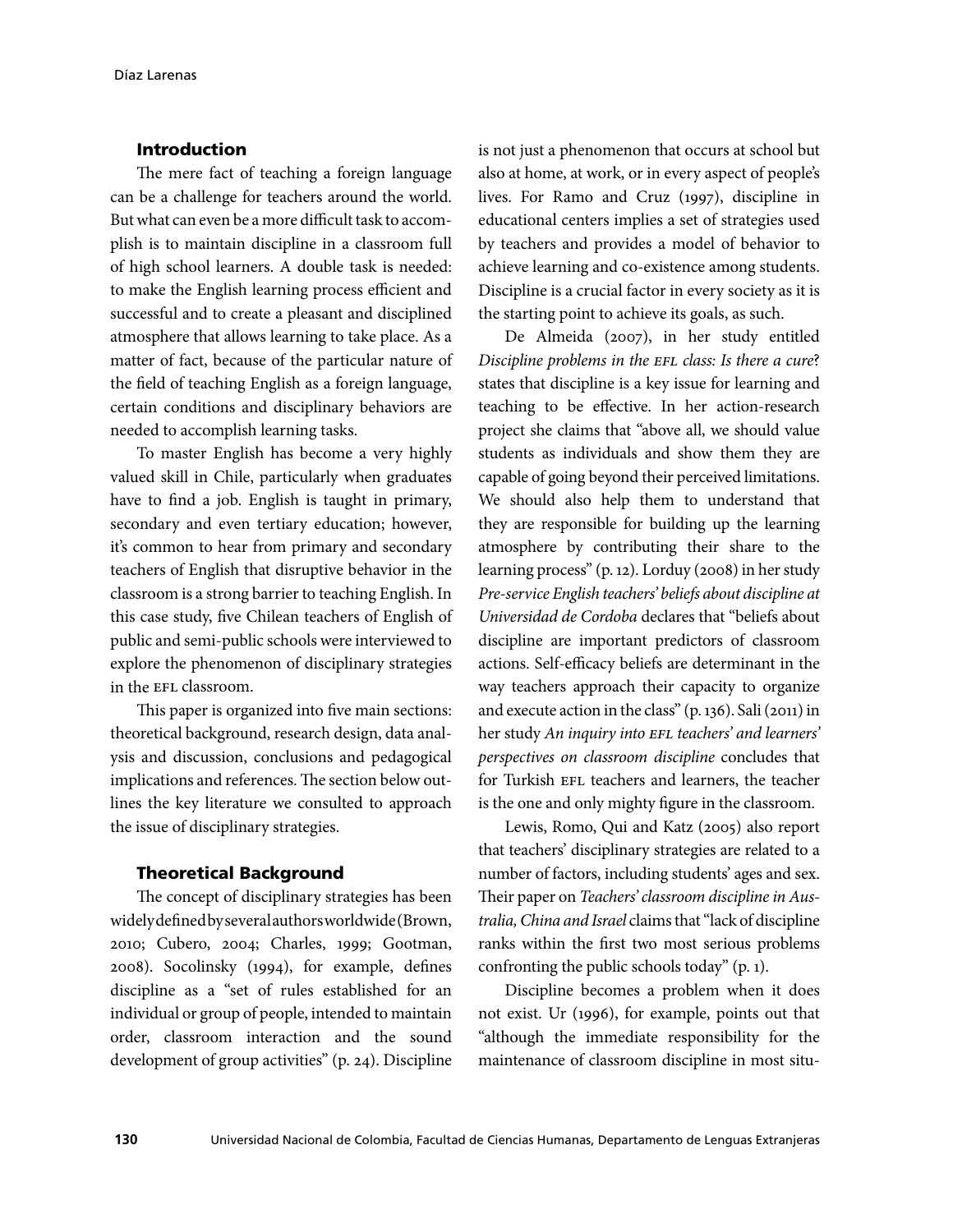## Introduction

The mere fact of teaching a foreign language can be a challenge for teachers around the world. But what can even be a more difficult task to accomplish is to maintain discipline in a classroom full of high school learners. A double task is needed: to make the English learning process efficient and successful and to create a pleasant and disciplined atmosphere that allows learning to take place. As a matter of fact, because of the particular nature of the field of teaching English as a foreign language, certain conditions and disciplinary behaviors are needed to accomplish learning tasks.

To master English has become a very highly valued skill in Chile, particularly when graduates have to find a job. English is taught in primary, secondary and even tertiary education; however, it's common to hear from primary and secondary teachers of English that disruptive behavior in the classroom is a strong barrier to teaching English. In this case study, five Chilean teachers of English of public and semi-public schools were interviewed to explore the phenomenon of disciplinary strategies in the EFL classroom.

This paper is organized into five main sections: theoretical background, research design, data analysis and discussion, conclusions and pedagogical implications and references. The section below outlines the key literature we consulted to approach the issue of disciplinary strategies.

## Theoretical Background

The concept of disciplinary strategies has been widely defined by several authors worldwide (Brown, 2010; Cubero, 2004; Charles, 1999; Gootman, 2008). Socolinsky (1994), for example, defines discipline as a "set of rules established for an individual or group of people, intended to maintain order, classroom interaction and the sound development of group activities" (p. 24). Discipline is not just a phenomenon that occurs at school but also at home, at work, or in every aspect of people's lives. For Ramo and Cruz (1997), discipline in educational centers implies a set of strategies used by teachers and provides a model of behavior to achieve learning and co-existence among students. Discipline is a crucial factor in every society as it is the starting point to achieve its goals, as such.

De Almeida (2007), in her study entitled *Discipline problems in the EFL class: Is there a cure*? states that discipline is a key issue for learning and teaching to be effective. In her action-research project she claims that "above all, we should value students as individuals and show them they are capable of going beyond their perceived limitations. We should also help them to understand that they are responsible for building up the learning atmosphere by contributing their share to the learning process" (p. 12). Lorduy (2008) in her study *Pre-service English teachers' beliefs about discipline at Universidad de Cordoba* declares that "beliefs about discipline are important predictors of classroom actions. Self-efficacy beliefs are determinant in the way teachers approach their capacity to organize and execute action in the class" (p. 136). Sali (2011) in her study *An inquiry into EFL teachers' and learners' perspectives on classroom discipline* concludes that for Turkish EFL teachers and learners, the teacher is the one and only mighty figure in the classroom.

Lewis, Romo, Qui and Katz (2005) also report that teachers' disciplinary strategies are related to a number of factors, including students' ages and sex. Their paper on *Teachers' classroom discipline in Australia, China and Israel* claims that "lack of discipline ranks within the first two most serious problems confronting the public schools today" (p. 1).

Discipline becomes a problem when it does not exist. Ur (1996), for example, points out that "although the immediate responsibility for the maintenance of classroom discipline in most situ-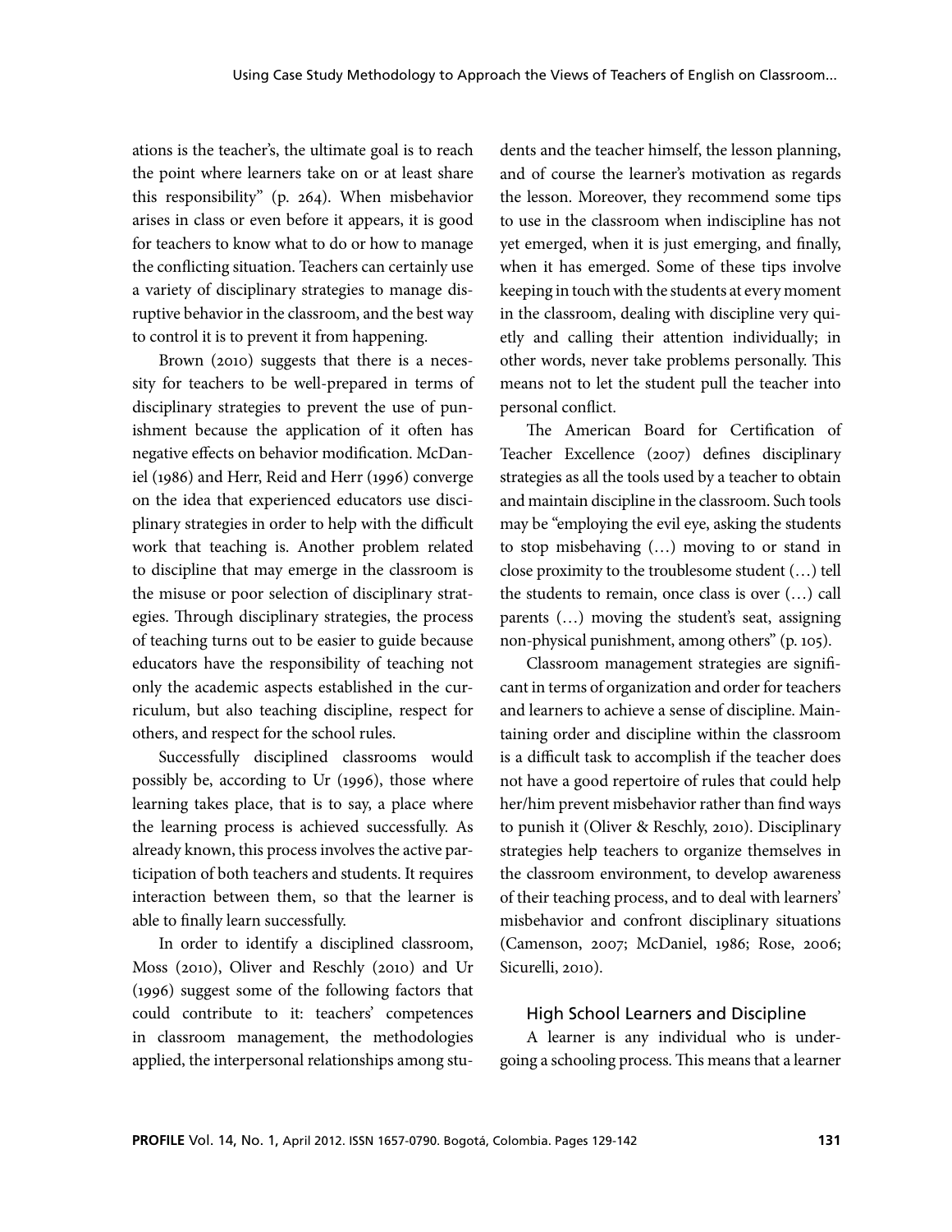ations is the teacher's, the ultimate goal is to reach the point where learners take on or at least share this responsibility" (p. 264). When misbehavior arises in class or even before it appears, it is good for teachers to know what to do or how to manage the conflicting situation. Teachers can certainly use a variety of disciplinary strategies to manage disruptive behavior in the classroom, and the best way to control it is to prevent it from happening.

Brown (2010) suggests that there is a necessity for teachers to be well-prepared in terms of disciplinary strategies to prevent the use of punishment because the application of it often has negative effects on behavior modification. McDaniel (1986) and Herr, Reid and Herr (1996) converge on the idea that experienced educators use disciplinary strategies in order to help with the difficult work that teaching is. Another problem related to discipline that may emerge in the classroom is the misuse or poor selection of disciplinary strategies. Through disciplinary strategies, the process of teaching turns out to be easier to guide because educators have the responsibility of teaching not only the academic aspects established in the curriculum, but also teaching discipline, respect for others, and respect for the school rules.

Successfully disciplined classrooms would possibly be, according to Ur (1996), those where learning takes place, that is to say, a place where the learning process is achieved successfully. As already known, this process involves the active participation of both teachers and students. It requires interaction between them, so that the learner is able to finally learn successfully.

In order to identify a disciplined classroom, Moss (2010), Oliver and Reschly (2010) and Ur (1996) suggest some of the following factors that could contribute to it: teachers' competences in classroom management, the methodologies applied, the interpersonal relationships among students and the teacher himself, the lesson planning, and of course the learner's motivation as regards the lesson. Moreover, they recommend some tips to use in the classroom when indiscipline has not yet emerged, when it is just emerging, and finally, when it has emerged. Some of these tips involve keeping in touch with the students at every moment in the classroom, dealing with discipline very quietly and calling their attention individually; in other words, never take problems personally. This means not to let the student pull the teacher into personal conflict.

The American Board for Certification of Teacher Excellence (2007) defines disciplinary strategies as all the tools used by a teacher to obtain and maintain discipline in the classroom. Such tools may be "employing the evil eye, asking the students to stop misbehaving (…) moving to or stand in close proximity to the troublesome student (…) tell the students to remain, once class is over (…) call parents (…) moving the student's seat, assigning non-physical punishment, among others" (p. 105).

Classroom management strategies are significant in terms of organization and order for teachers and learners to achieve a sense of discipline. Maintaining order and discipline within the classroom is a difficult task to accomplish if the teacher does not have a good repertoire of rules that could help her/him prevent misbehavior rather than find ways to punish it (Oliver & Reschly, 2010). Disciplinary strategies help teachers to organize themselves in the classroom environment, to develop awareness of their teaching process, and to deal with learners' misbehavior and confront disciplinary situations (Camenson, 2007; McDaniel, 1986; Rose, 2006; Sicurelli, 2010).

### High School Learners and Discipline

A learner is any individual who is undergoing a schooling process. This means that a learner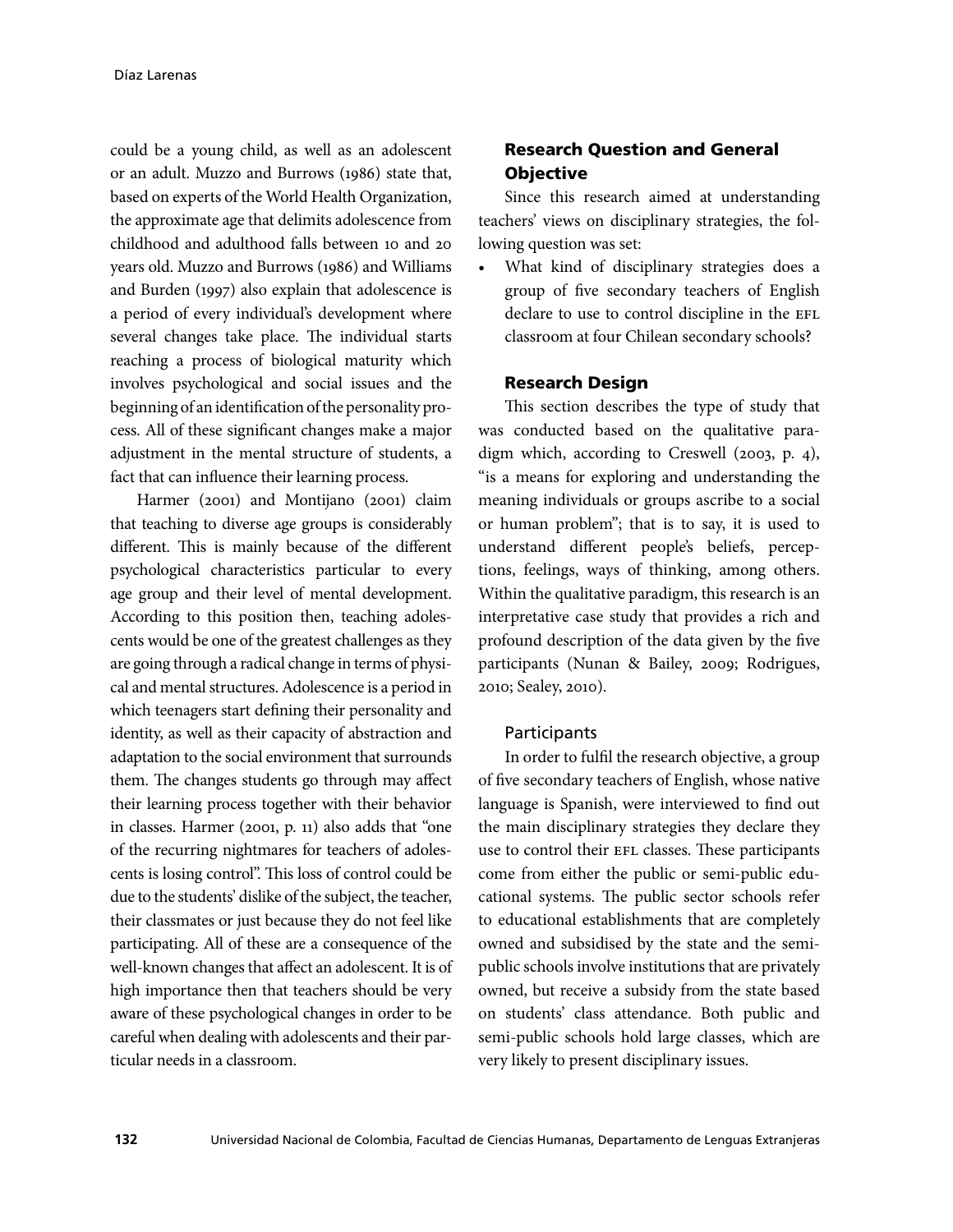could be a young child, as well as an adolescent or an adult. Muzzo and Burrows (1986) state that, based on experts of the World Health Organization, the approximate age that delimits adolescence from childhood and adulthood falls between 10 and 20 years old. Muzzo and Burrows (1986) and Williams and Burden (1997) also explain that adolescence is a period of every individual's development where several changes take place. The individual starts reaching a process of biological maturity which involves psychological and social issues and the beginning of an identification of the personality process. All of these significant changes make a major adjustment in the mental structure of students, a fact that can influence their learning process.

Harmer (2001) and Montijano (2001) claim that teaching to diverse age groups is considerably different. This is mainly because of the different psychological characteristics particular to every age group and their level of mental development. According to this position then, teaching adolescents would be one of the greatest challenges as they are going through a radical change in terms of physical and mental structures. Adolescence is a period in which teenagers start defining their personality and identity, as well as their capacity of abstraction and adaptation to the social environment that surrounds them. The changes students go through may affect their learning process together with their behavior in classes. Harmer (2001, p. 11) also adds that "one of the recurring nightmares for teachers of adolescents is losing control". This loss of control could be due to the students' dislike of the subject, the teacher, their classmates or just because they do not feel like participating. All of these are a consequence of the well-known changes that affect an adolescent. It is of high importance then that teachers should be very aware of these psychological changes in order to be careful when dealing with adolescents and their particular needs in a classroom.

## Research Question and General Objective

Since this research aimed at understanding teachers' views on disciplinary strategies, the following question was set:

- What kind of disciplinary strategies does a group of five secondary teachers of English declare to use to control discipline in the EFL classroom at four Chilean secondary schools?

## Research Design

This section describes the type of study that was conducted based on the qualitative paradigm which, according to Creswell (2003, p. 4), "is a means for exploring and understanding the meaning individuals or groups ascribe to a social or human problem"; that is to say, it is used to understand different people's beliefs, perceptions, feelings, ways of thinking, among others. Within the qualitative paradigm, this research is an interpretative case study that provides a rich and profound description of the data given by the five participants (Nunan & Bailey, 2009; Rodrigues, 2010; Sealey, 2010).

### Participants

In order to fulfil the research objective, a group of five secondary teachers of English, whose native language is Spanish, were interviewed to find out the main disciplinary strategies they declare they use to control their EFL classes. These participants come from either the public or semi-public educational systems. The public sector schools refer to educational establishments that are completely owned and subsidised by the state and the semi-public schools involve institutions that are privately owned, but receive a subsidy from the state based on students' class attendance. Both public and semi-public schools hold large classes, which are very likely to present disciplinary issues.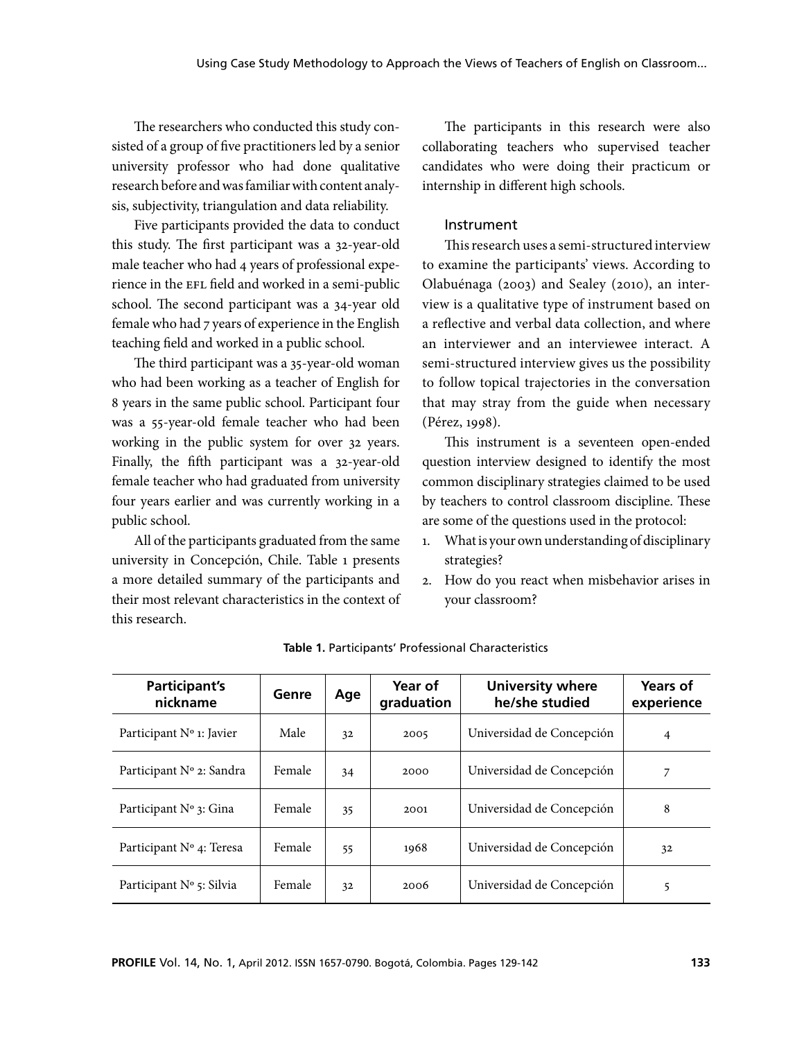The researchers who conducted this study consisted of a group of five practitioners led by a senior university professor who had done qualitative research before and was familiar with content analysis, subjectivity, triangulation and data reliability.

Five participants provided the data to conduct this study. The first participant was a 32-year-old male teacher who had 4 years of professional experience in the EFL field and worked in a semi-public school. The second participant was a 34-year old female who had 7 years of experience in the English teaching field and worked in a public school.

The third participant was a 35-year-old woman who had been working as a teacher of English for 8 years in the same public school. Participant four was a 55-year-old female teacher who had been working in the public system for over 32 years. Finally, the fifth participant was a 32-year-old female teacher who had graduated from university four years earlier and was currently working in a public school.

All of the participants graduated from the same university in Concepción, Chile. Table 1 presents a more detailed summary of the participants and their most relevant characteristics in the context of this research.

The participants in this research were also collaborating teachers who supervised teacher candidates who were doing their practicum or internship in different high schools.

### Instrument

This research uses a semi-structured interview to examine the participants' views. According to Olabuénaga (2003) and Sealey (2010), an interview is a qualitative type of instrument based on a reflective and verbal data collection, and where an interviewer and an interviewee interact. A semi-structured interview gives us the possibility to follow topical trajectories in the conversation that may stray from the guide when necessary (Pérez, 1998).

This instrument is a seventeen open-ended question interview designed to identify the most common disciplinary strategies claimed to be used by teachers to control classroom discipline. These are some of the questions used in the protocol:

1. What is your own understanding of disciplinary strategies?
2. How do you react when misbehavior arises in your classroom?

**Table 1.** Participants' Professional Characteristics

| Participant's nickname | Genre | Age | Year of graduation | University where he/she studied | Years of experience |
|---|---|---|---|---|---|
| Participant Nº 1: Javier | Male | 32 | 2005 | Universidad de Concepción | 4 |
| Participant Nº 2: Sandra | Female | 34 | 2000 | Universidad de Concepción | 7 |
| Participant Nº 3: Gina | Female | 35 | 2001 | Universidad de Concepción | 8 |
| Participant Nº 4: Teresa | Female | 55 | 1968 | Universidad de Concepción | 32 |
| Participant Nº 5: Silvia | Female | 32 | 2006 | Universidad de Concepción | 5 |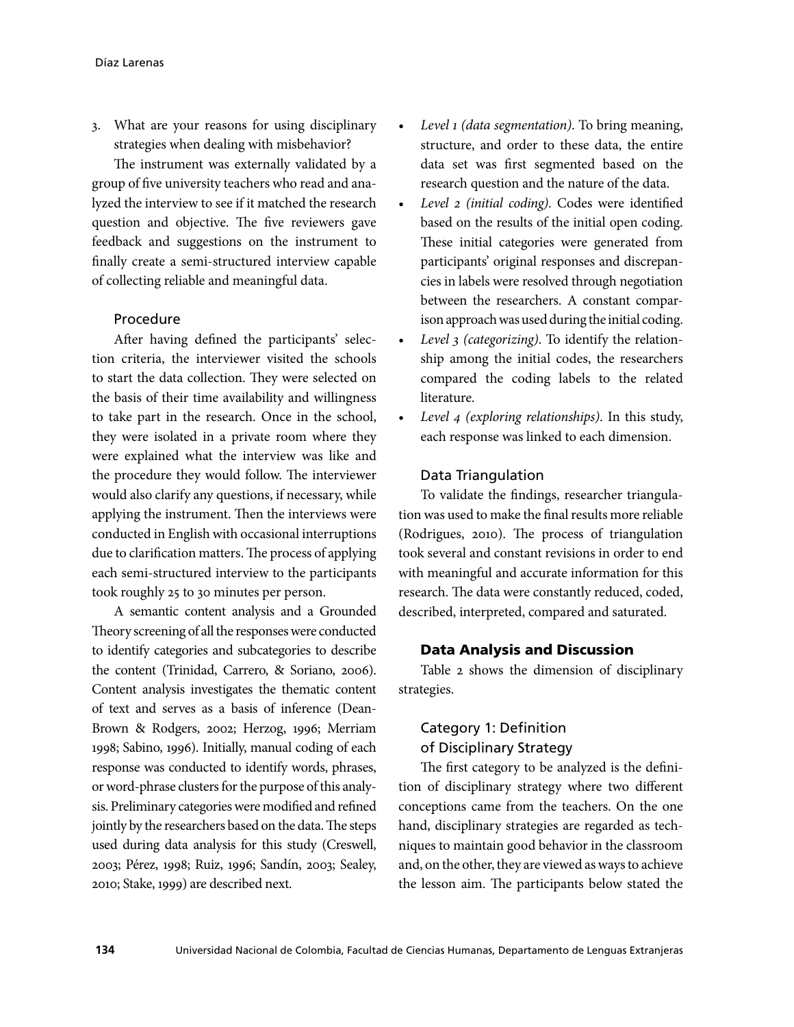3. What are your reasons for using disciplinary strategies when dealing with misbehavior?

The instrument was externally validated by a group of five university teachers who read and analyzed the interview to see if it matched the research question and objective. The five reviewers gave feedback and suggestions on the instrument to finally create a semi-structured interview capable of collecting reliable and meaningful data.

### Procedure

After having defined the participants' selection criteria, the interviewer visited the schools to start the data collection. They were selected on the basis of their time availability and willingness to take part in the research. Once in the school, they were isolated in a private room where they were explained what the interview was like and the procedure they would follow. The interviewer would also clarify any questions, if necessary, while applying the instrument. Then the interviews were conducted in English with occasional interruptions due to clarification matters. The process of applying each semi-structured interview to the participants took roughly 25 to 30 minutes per person.

A semantic content analysis and a Grounded Theory screening of all the responses were conducted to identify categories and subcategories to describe the content (Trinidad, Carrero, & Soriano, 2006). Content analysis investigates the thematic content of text and serves as a basis of inference (Dean-Brown & Rodgers, 2002; Herzog, 1996; Merriam 1998; Sabino, 1996). Initially, manual coding of each response was conducted to identify words, phrases, or word-phrase clusters for the purpose of this analysis. Preliminary categories were modified and refined jointly by the researchers based on the data. The steps used during data analysis for this study (Creswell, 2003; Pérez, 1998; Ruiz, 1996; Sandín, 2003; Sealey, 2010; Stake, 1999) are described next.

- *Level 1 (data segmentation)*. To bring meaning, structure, and order to these data, the entire data set was first segmented based on the research question and the nature of the data.
- *Level 2 (initial coding)*. Codes were identified based on the results of the initial open coding. These initial categories were generated from participants' original responses and discrepancies in labels were resolved through negotiation between the researchers. A constant comparison approach was used during the initial coding.
- *Level 3 (categorizing)*. To identify the relationship among the initial codes, the researchers compared the coding labels to the related literature.
- *Level 4 (exploring relationships)*. In this study, each response was linked to each dimension.

### Data Triangulation

To validate the findings, researcher triangulation was used to make the final results more reliable (Rodrigues, 2010). The process of triangulation took several and constant revisions in order to end with meaningful and accurate information for this research. The data were constantly reduced, coded, described, interpreted, compared and saturated.

## Data Analysis and Discussion

Table 2 shows the dimension of disciplinary strategies.

### Category 1: Definition of Disciplinary Strategy

The first category to be analyzed is the definition of disciplinary strategy where two different conceptions came from the teachers. On the one hand, disciplinary strategies are regarded as techniques to maintain good behavior in the classroom and, on the other, they are viewed as ways to achieve the lesson aim. The participants below stated the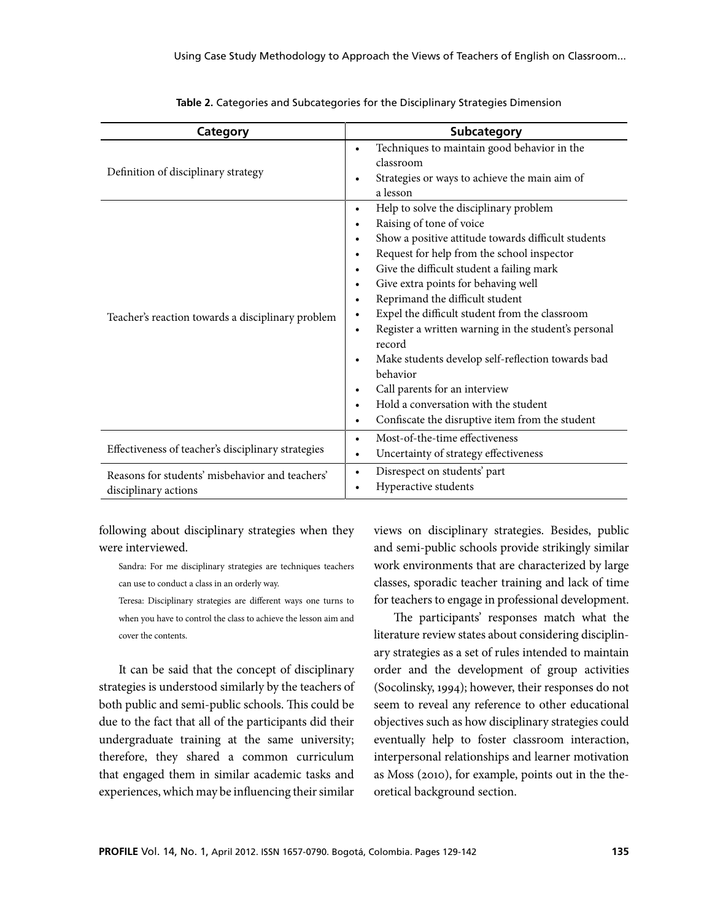**Table 2.** Categories and Subcategories for the Disciplinary Strategies Dimension

| Category | Subcategory |
|---|---|
| Definition of disciplinary strategy | • Techniques to maintain good behavior in the classroom<br>• Strategies or ways to achieve the main aim of a lesson |
| Teacher's reaction towards a disciplinary problem | • Help to solve the disciplinary problem<br>• Raising of tone of voice<br>• Show a positive attitude towards difficult students<br>• Request for help from the school inspector<br>• Give the difficult student a failing mark<br>• Give extra points for behaving well<br>• Reprimand the difficult student<br>• Expel the difficult student from the classroom<br>• Register a written warning in the student's personal record<br>• Make students develop self-reflection towards bad behavior<br>• Call parents for an interview<br>• Hold a conversation with the student<br>• Confiscate the disruptive item from the student |
| Effectiveness of teacher's disciplinary strategies | • Most-of-the-time effectiveness<br>• Uncertainty of strategy effectiveness |
| Reasons for students' misbehavior and teachers' disciplinary actions | • Disrespect on students' part<br>• Hyperactive students |

following about disciplinary strategies when they were interviewed.

> Sandra: For me disciplinary strategies are techniques teachers can use to conduct a class in an orderly way.
>
> Teresa: Disciplinary strategies are different ways one turns to when you have to control the class to achieve the lesson aim and cover the contents.

It can be said that the concept of disciplinary strategies is understood similarly by the teachers of both public and semi-public schools. This could be due to the fact that all of the participants did their undergraduate training at the same university; therefore, they shared a common curriculum that engaged them in similar academic tasks and experiences, which may be influencing their similar views on disciplinary strategies. Besides, public and semi-public schools provide strikingly similar work environments that are characterized by large classes, sporadic teacher training and lack of time for teachers to engage in professional development.

The participants' responses match what the literature review states about considering disciplinary strategies as a set of rules intended to maintain order and the development of group activities (Socolinsky, 1994); however, their responses do not seem to reveal any reference to other educational objectives such as how disciplinary strategies could eventually help to foster classroom interaction, interpersonal relationships and learner motivation as Moss (2010), for example, points out in the theoretical background section.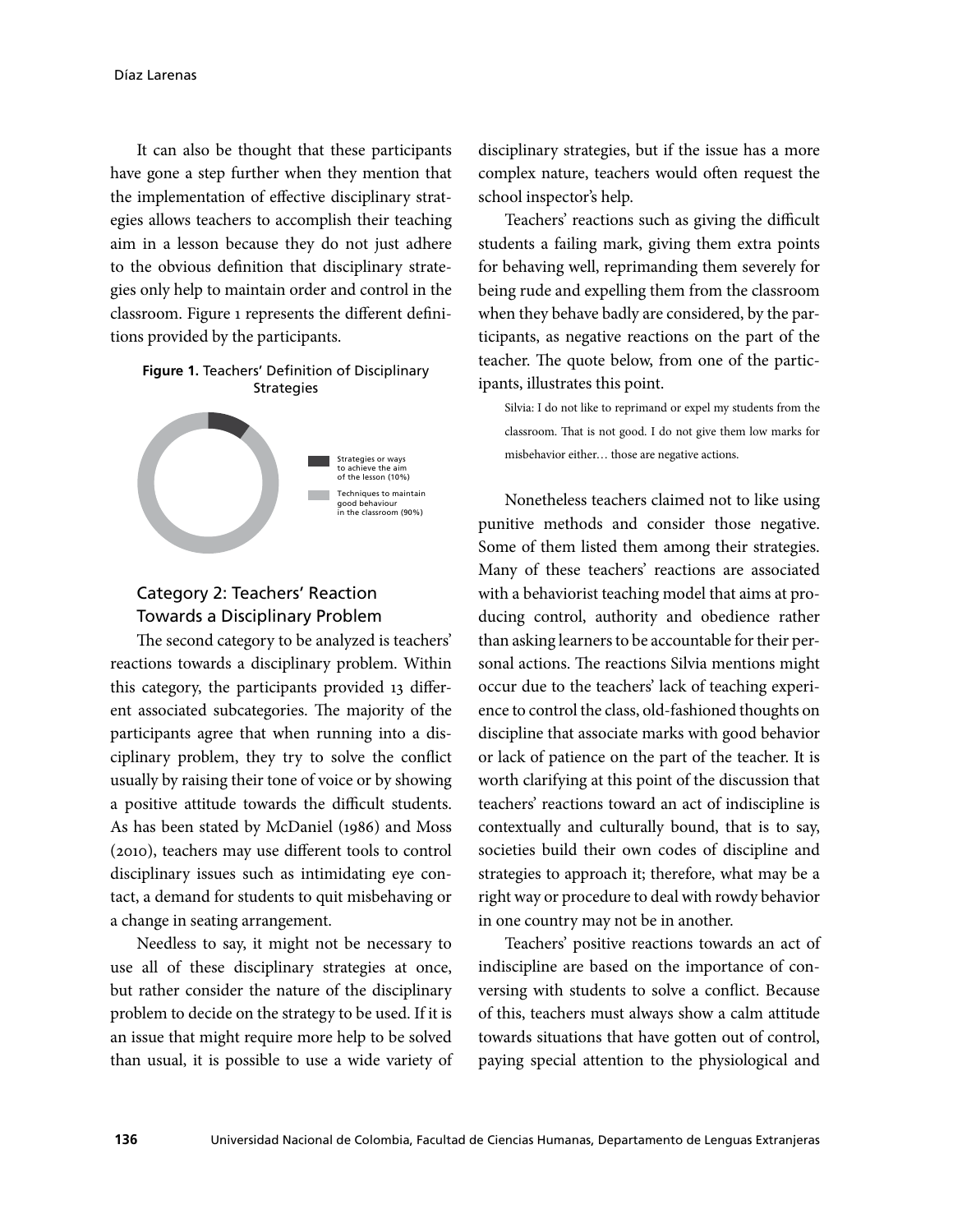It can also be thought that these participants have gone a step further when they mention that the implementation of effective disciplinary strategies allows teachers to accomplish their teaching aim in a lesson because they do not just adhere to the obvious definition that disciplinary strategies only help to maintain order and control in the classroom. Figure 1 represents the different definitions provided by the participants.

**Figure 1.** Teachers' Definition of Disciplinary Strategies

Strategies or ways to achieve the aim of the lesson (10%)

Techniques to maintain good behaviour in the classroom (90%)

## Category 2: Teachers' Reaction Towards a Disciplinary Problem

The second category to be analyzed is teachers' reactions towards a disciplinary problem. Within this category, the participants provided 13 different associated subcategories. The majority of the participants agree that when running into a disciplinary problem, they try to solve the conflict usually by raising their tone of voice or by showing a positive attitude towards the difficult students. As has been stated by McDaniel (1986) and Moss (2010), teachers may use different tools to control disciplinary issues such as intimidating eye contact, a demand for students to quit misbehaving or a change in seating arrangement.

Needless to say, it might not be necessary to use all of these disciplinary strategies at once, but rather consider the nature of the disciplinary problem to decide on the strategy to be used. If it is an issue that might require more help to be solved than usual, it is possible to use a wide variety of disciplinary strategies, but if the issue has a more complex nature, teachers would often request the school inspector's help.

Teachers' reactions such as giving the difficult students a failing mark, giving them extra points for behaving well, reprimanding them severely for being rude and expelling them from the classroom when they behave badly are considered, by the participants, as negative reactions on the part of the teacher. The quote below, from one of the participants, illustrates this point.

> Silvia: I do not like to reprimand or expel my students from the classroom. That is not good. I do not give them low marks for misbehavior either… those are negative actions.

Nonetheless teachers claimed not to like using punitive methods and consider those negative. Some of them listed them among their strategies. Many of these teachers' reactions are associated with a behaviorist teaching model that aims at producing control, authority and obedience rather than asking learners to be accountable for their personal actions. The reactions Silvia mentions might occur due to the teachers' lack of teaching experience to control the class, old-fashioned thoughts on discipline that associate marks with good behavior or lack of patience on the part of the teacher. It is worth clarifying at this point of the discussion that teachers' reactions toward an act of indiscipline is contextually and culturally bound, that is to say, societies build their own codes of discipline and strategies to approach it; therefore, what may be a right way or procedure to deal with rowdy behavior in one country may not be in another.

Teachers' positive reactions towards an act of indiscipline are based on the importance of conversing with students to solve a conflict. Because of this, teachers must always show a calm attitude towards situations that have gotten out of control, paying special attention to the physiological and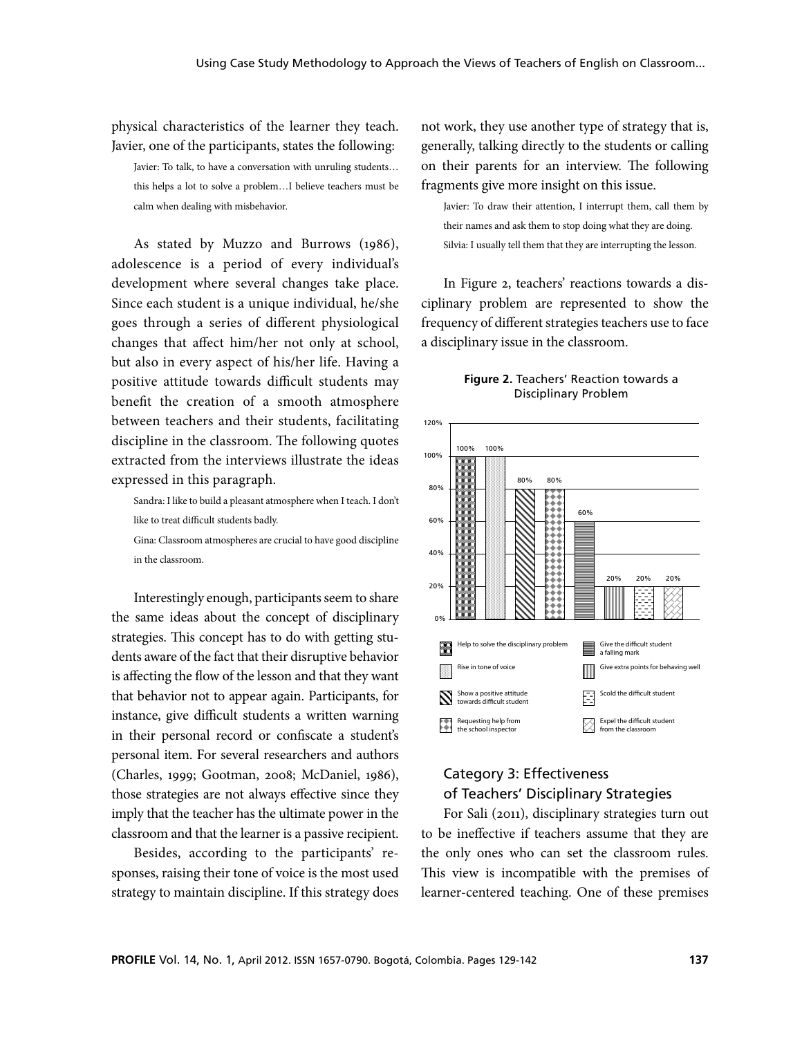physical characteristics of the learner they teach. Javier, one of the participants, states the following:

> Javier: To talk, to have a conversation with unruling students… this helps a lot to solve a problem…I believe teachers must be calm when dealing with misbehavior.

As stated by Muzzo and Burrows (1986), adolescence is a period of every individual's development where several changes take place. Since each student is a unique individual, he/she goes through a series of different physiological changes that affect him/her not only at school, but also in every aspect of his/her life. Having a positive attitude towards difficult students may benefit the creation of a smooth atmosphere between teachers and their students, facilitating discipline in the classroom. The following quotes extracted from the interviews illustrate the ideas expressed in this paragraph.

> Sandra: I like to build a pleasant atmosphere when I teach. I don't like to treat difficult students badly.
>
> Gina: Classroom atmospheres are crucial to have good discipline in the classroom.

Interestingly enough, participants seem to share the same ideas about the concept of disciplinary strategies. This concept has to do with getting students aware of the fact that their disruptive behavior is affecting the flow of the lesson and that they want that behavior not to appear again. Participants, for instance, give difficult students a written warning in their personal record or confiscate a student's personal item. For several researchers and authors (Charles, 1999; Gootman, 2008; McDaniel, 1986), those strategies are not always effective since they imply that the teacher has the ultimate power in the classroom and that the learner is a passive recipient.

Besides, according to the participants' responses, raising their tone of voice is the most used strategy to maintain discipline. If this strategy does not work, they use another type of strategy that is, generally, talking directly to the students or calling on their parents for an interview. The following fragments give more insight on this issue.

> Javier: To draw their attention, I interrupt them, call them by their names and ask them to stop doing what they are doing.
>
> Silvia: I usually tell them that they are interrupting the lesson.

In Figure 2, teachers' reactions towards a disciplinary problem are represented to show the frequency of different strategies teachers use to face a disciplinary issue in the classroom.

**Figure 2.** Teachers' Reaction towards a Disciplinary Problem

| Strategy | Percentage |
|---|---|
| Help to solve the disciplinary problem | 100% |
| Rise in tone of voice | 100% |
| Show a positive attitude towards difficult student | 80% |
| Requesting help from the school inspector | 80% |
| Give the difficult student a falling mark | 60% |
| Give extra points for behaving well | 20% |
| Scold the difficult student | 20% |
| Expel the difficult student from the classroom | 20% |

## Category 3: Effectiveness of Teachers' Disciplinary Strategies

For Sali (2011), disciplinary strategies turn out to be ineffective if teachers assume that they are the only ones who can set the classroom rules. This view is incompatible with the premises of learner-centered teaching. One of these premises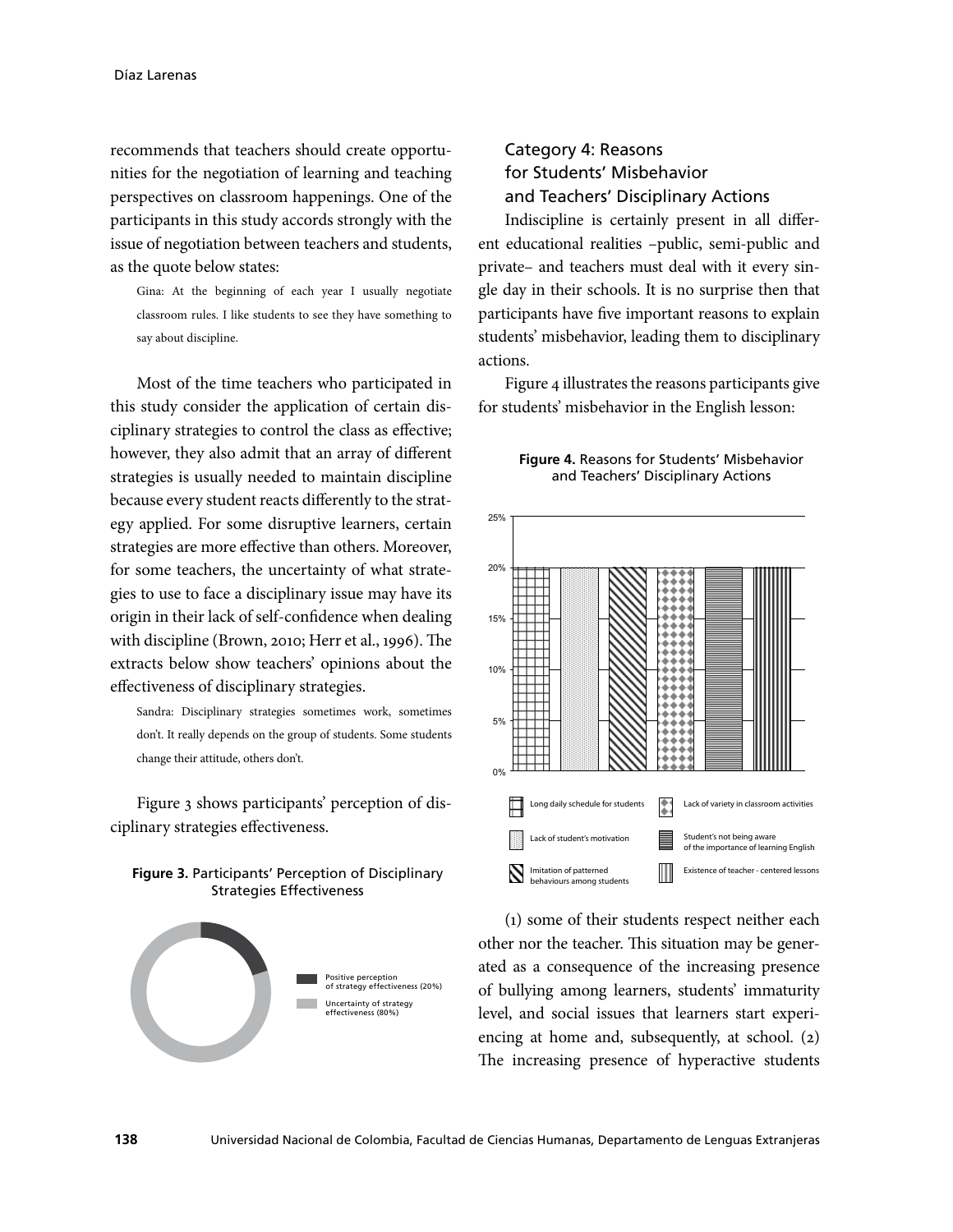recommends that teachers should create opportunities for the negotiation of learning and teaching perspectives on classroom happenings. One of the participants in this study accords strongly with the issue of negotiation between teachers and students, as the quote below states:

> Gina: At the beginning of each year I usually negotiate classroom rules. I like students to see they have something to say about discipline.

Most of the time teachers who participated in this study consider the application of certain disciplinary strategies to control the class as effective; however, they also admit that an array of different strategies is usually needed to maintain discipline because every student reacts differently to the strategy applied. For some disruptive learners, certain strategies are more effective than others. Moreover, for some teachers, the uncertainty of what strategies to use to face a disciplinary issue may have its origin in their lack of self-confidence when dealing with discipline (Brown, 2010; Herr et al., 1996). The extracts below show teachers' opinions about the effectiveness of disciplinary strategies.

> Sandra: Disciplinary strategies sometimes work, sometimes don't. It really depends on the group of students. Some students change their attitude, others don't.

Figure 3 shows participants' perception of disciplinary strategies effectiveness.

**Figure 3.** Participants' Perception of Disciplinary Strategies Effectiveness

- Positive perception of strategy effectiveness (20%)
- Uncertainty of strategy effectiveness (80%)

### Category 4: Reasons for Students' Misbehavior and Teachers' Disciplinary Actions

Indiscipline is certainly present in all different educational realities –public, semi-public and private– and teachers must deal with it every single day in their schools. It is no surprise then that participants have five important reasons to explain students' misbehavior, leading them to disciplinary actions.

Figure 4 illustrates the reasons participants give for students' misbehavior in the English lesson:

**Figure 4.** Reasons for Students' Misbehavior and Teachers' Disciplinary Actions

| Reason | Percentage |
|---|---|
| Long daily schedule for students | 20% |
| Lack of student's motivation | 20% |
| Imitation of patterned behaviours among students | 20% |
| Lack of variety in classroom activities | 20% |
| Student's not being aware of the importance of learning English | 20% |
| Existence of teacher - centered lessons | 20% |

(1) some of their students respect neither each other nor the teacher. This situation may be generated as a consequence of the increasing presence of bullying among learners, students' immaturity level, and social issues that learners start experiencing at home and, subsequently, at school. (2) The increasing presence of hyperactive students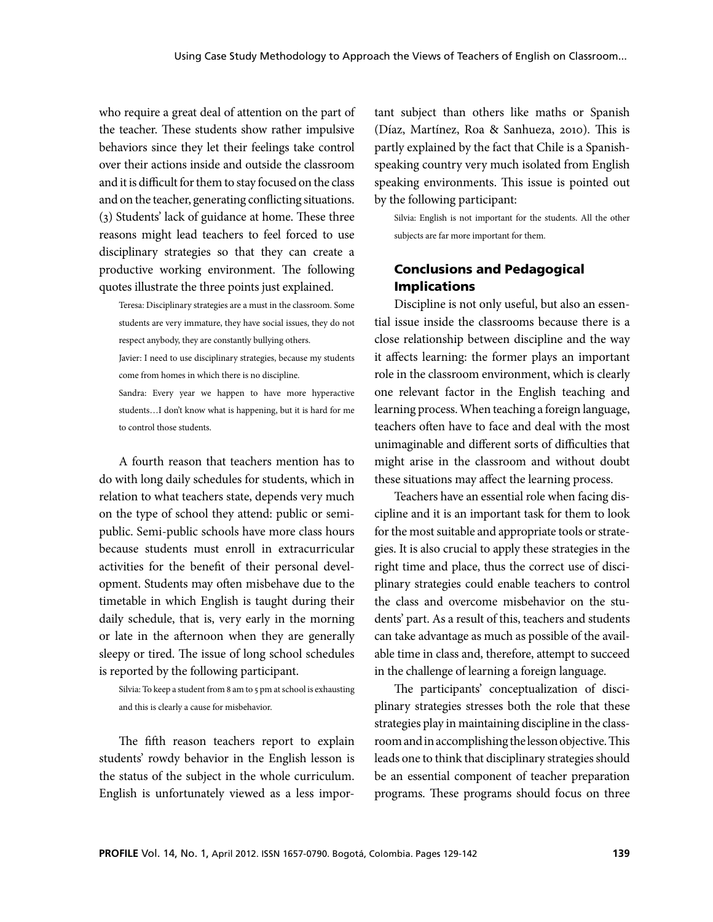who require a great deal of attention on the part of the teacher. These students show rather impulsive behaviors since they let their feelings take control over their actions inside and outside the classroom and it is difficult for them to stay focused on the class and on the teacher, generating conflicting situations. (3) Students' lack of guidance at home. These three reasons might lead teachers to feel forced to use disciplinary strategies so that they can create a productive working environment. The following quotes illustrate the three points just explained.

> Teresa: Disciplinary strategies are a must in the classroom. Some students are very immature, they have social issues, they do not respect anybody, they are constantly bullying others.
>
> Javier: I need to use disciplinary strategies, because my students come from homes in which there is no discipline.
>
> Sandra: Every year we happen to have more hyperactive students…I don't know what is happening, but it is hard for me to control those students.

A fourth reason that teachers mention has to do with long daily schedules for students, which in relation to what teachers state, depends very much on the type of school they attend: public or semi-public. Semi-public schools have more class hours because students must enroll in extracurricular activities for the benefit of their personal development. Students may often misbehave due to the timetable in which English is taught during their daily schedule, that is, very early in the morning or late in the afternoon when they are generally sleepy or tired. The issue of long school schedules is reported by the following participant.

> Silvia: To keep a student from 8 am to 5 pm at school is exhausting and this is clearly a cause for misbehavior.

The fifth reason teachers report to explain students' rowdy behavior in the English lesson is the status of the subject in the whole curriculum. English is unfortunately viewed as a less important subject than others like maths or Spanish (Díaz, Martínez, Roa & Sanhueza, 2010). This is partly explained by the fact that Chile is a Spanish-speaking country very much isolated from English speaking environments. This issue is pointed out by the following participant:

> Silvia: English is not important for the students. All the other subjects are far more important for them.

## Conclusions and Pedagogical Implications

Discipline is not only useful, but also an essential issue inside the classrooms because there is a close relationship between discipline and the way it affects learning: the former plays an important role in the classroom environment, which is clearly one relevant factor in the English teaching and learning process. When teaching a foreign language, teachers often have to face and deal with the most unimaginable and different sorts of difficulties that might arise in the classroom and without doubt these situations may affect the learning process.

Teachers have an essential role when facing discipline and it is an important task for them to look for the most suitable and appropriate tools or strategies. It is also crucial to apply these strategies in the right time and place, thus the correct use of disciplinary strategies could enable teachers to control the class and overcome misbehavior on the students' part. As a result of this, teachers and students can take advantage as much as possible of the available time in class and, therefore, attempt to succeed in the challenge of learning a foreign language.

The participants' conceptualization of disciplinary strategies stresses both the role that these strategies play in maintaining discipline in the classroom and in accomplishing the lesson objective. This leads one to think that disciplinary strategies should be an essential component of teacher preparation programs. These programs should focus on three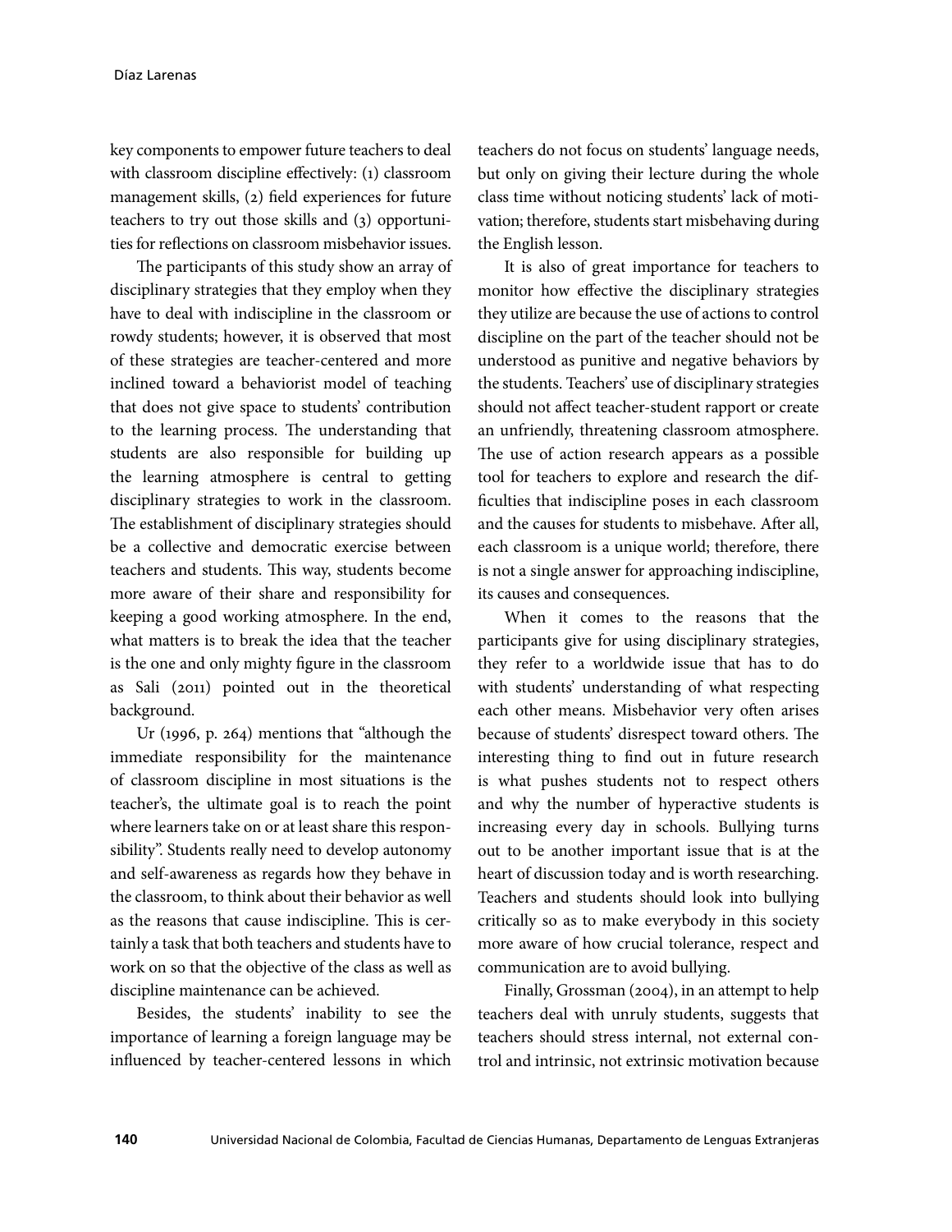key components to empower future teachers to deal with classroom discipline effectively: (1) classroom management skills, (2) field experiences for future teachers to try out those skills and (3) opportunities for reflections on classroom misbehavior issues.

The participants of this study show an array of disciplinary strategies that they employ when they have to deal with indiscipline in the classroom or rowdy students; however, it is observed that most of these strategies are teacher-centered and more inclined toward a behaviorist model of teaching that does not give space to students' contribution to the learning process. The understanding that students are also responsible for building up the learning atmosphere is central to getting disciplinary strategies to work in the classroom. The establishment of disciplinary strategies should be a collective and democratic exercise between teachers and students. This way, students become more aware of their share and responsibility for keeping a good working atmosphere. In the end, what matters is to break the idea that the teacher is the one and only mighty figure in the classroom as Sali (2011) pointed out in the theoretical background.

Ur (1996, p. 264) mentions that "although the immediate responsibility for the maintenance of classroom discipline in most situations is the teacher's, the ultimate goal is to reach the point where learners take on or at least share this responsibility". Students really need to develop autonomy and self-awareness as regards how they behave in the classroom, to think about their behavior as well as the reasons that cause indiscipline. This is certainly a task that both teachers and students have to work on so that the objective of the class as well as discipline maintenance can be achieved.

Besides, the students' inability to see the importance of learning a foreign language may be influenced by teacher-centered lessons in which teachers do not focus on students' language needs, but only on giving their lecture during the whole class time without noticing students' lack of motivation; therefore, students start misbehaving during the English lesson.

It is also of great importance for teachers to monitor how effective the disciplinary strategies they utilize are because the use of actions to control discipline on the part of the teacher should not be understood as punitive and negative behaviors by the students. Teachers' use of disciplinary strategies should not affect teacher-student rapport or create an unfriendly, threatening classroom atmosphere. The use of action research appears as a possible tool for teachers to explore and research the difficulties that indiscipline poses in each classroom and the causes for students to misbehave. After all, each classroom is a unique world; therefore, there is not a single answer for approaching indiscipline, its causes and consequences.

When it comes to the reasons that the participants give for using disciplinary strategies, they refer to a worldwide issue that has to do with students' understanding of what respecting each other means. Misbehavior very often arises because of students' disrespect toward others. The interesting thing to find out in future research is what pushes students not to respect others and why the number of hyperactive students is increasing every day in schools. Bullying turns out to be another important issue that is at the heart of discussion today and is worth researching. Teachers and students should look into bullying critically so as to make everybody in this society more aware of how crucial tolerance, respect and communication are to avoid bullying.

Finally, Grossman (2004), in an attempt to help teachers deal with unruly students, suggests that teachers should stress internal, not external control and intrinsic, not extrinsic motivation because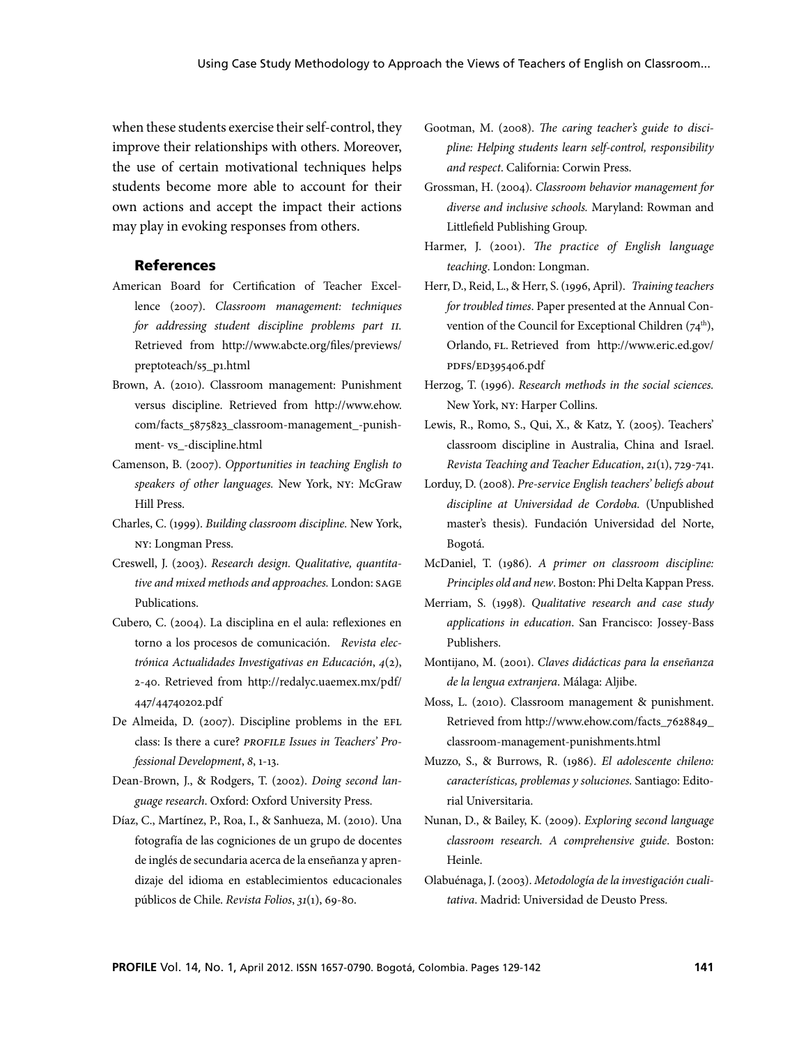when these students exercise their self-control, they improve their relationships with others. Moreover, the use of certain motivational techniques helps students become more able to account for their own actions and accept the impact their actions may play in evoking responses from others.

## References

American Board for Certification of Teacher Excellence (2007). *Classroom management: techniques for addressing student discipline problems part II.* Retrieved from http://www.abcte.org/files/previews/preptoteach/s5_p1.html

Brown, A. (2010). Classroom management: Punishment versus discipline. Retrieved from http://www.ehow.com/facts_5875823_classroom-management_-punishment- vs_-discipline.html

Camenson, B. (2007). *Opportunities in teaching English to speakers of other languages.* New York, NY: McGraw Hill Press.

Charles, C. (1999). *Building classroom discipline.* New York, NY: Longman Press.

Creswell, J. (2003). *Research design. Qualitative, quantitative and mixed methods and approaches.* London: SAGE Publications.

Cubero, C. (2004). La disciplina en el aula: reflexiones en torno a los procesos de comunicación. *Revista electrónica Actualidades Investigativas en Educación*, *4*(2), 2-40. Retrieved from http://redalyc.uaemex.mx/pdf/447/44740202.pdf

De Almeida, D. (2007). Discipline problems in the EFL class: Is there a cure? *PROFILE Issues in Teachers' Professional Development*, *8*, 1-13.

Dean-Brown, J., & Rodgers, T. (2002). *Doing second language research*. Oxford: Oxford University Press.

Díaz, C., Martínez, P., Roa, I., & Sanhueza, M. (2010). Una fotografía de las cogniciones de un grupo de docentes de inglés de secundaria acerca de la enseñanza y aprendizaje del idioma en establecimientos educacionales públicos de Chile. *Revista Folios*, *31*(1), 69-80.

Gootman, M. (2008). *The caring teacher's guide to discipline: Helping students learn self-control, responsibility and respect*. California: Corwin Press.

Grossman, H. (2004). *Classroom behavior management for diverse and inclusive schools.* Maryland: Rowman and Littlefield Publishing Group.

Harmer, J. (2001). *The practice of English language teaching*. London: Longman.

Herr, D., Reid, L., & Herr, S. (1996, April). *Training teachers for troubled times*. Paper presented at the Annual Convention of the Council for Exceptional Children (74th), Orlando, FL. Retrieved from http://www.eric.ed.gov/PDFS/ED395406.pdf

Herzog, T. (1996). *Research methods in the social sciences.* New York, NY: Harper Collins.

Lewis, R., Romo, S., Qui, X., & Katz, Y. (2005). Teachers' classroom discipline in Australia, China and Israel. *Revista Teaching and Teacher Education*, *21*(1), 729-741.

Lorduy, D. (2008). *Pre-service English teachers' beliefs about discipline at Universidad de Cordoba.* (Unpublished master's thesis). Fundación Universidad del Norte, Bogotá.

McDaniel, T. (1986). *A primer on classroom discipline: Principles old and new*. Boston: Phi Delta Kappan Press.

Merriam, S. (1998). *Qualitative research and case study applications in education*. San Francisco: Jossey-Bass Publishers.

Montijano, M. (2001). *Claves didácticas para la enseñanza de la lengua extranjera*. Málaga: Aljibe.

Moss, L. (2010). Classroom management & punishment. Retrieved from http://www.ehow.com/facts_7628849_classroom-management-punishments.html

Muzzo, S., & Burrows, R. (1986). *El adolescente chileno: características, problemas y soluciones.* Santiago: Editorial Universitaria.

Nunan, D., & Bailey, K. (2009). *Exploring second language classroom research. A comprehensive guide*. Boston: Heinle.

Olabuénaga, J. (2003). *Metodología de la investigación cualitativa*. Madrid: Universidad de Deusto Press.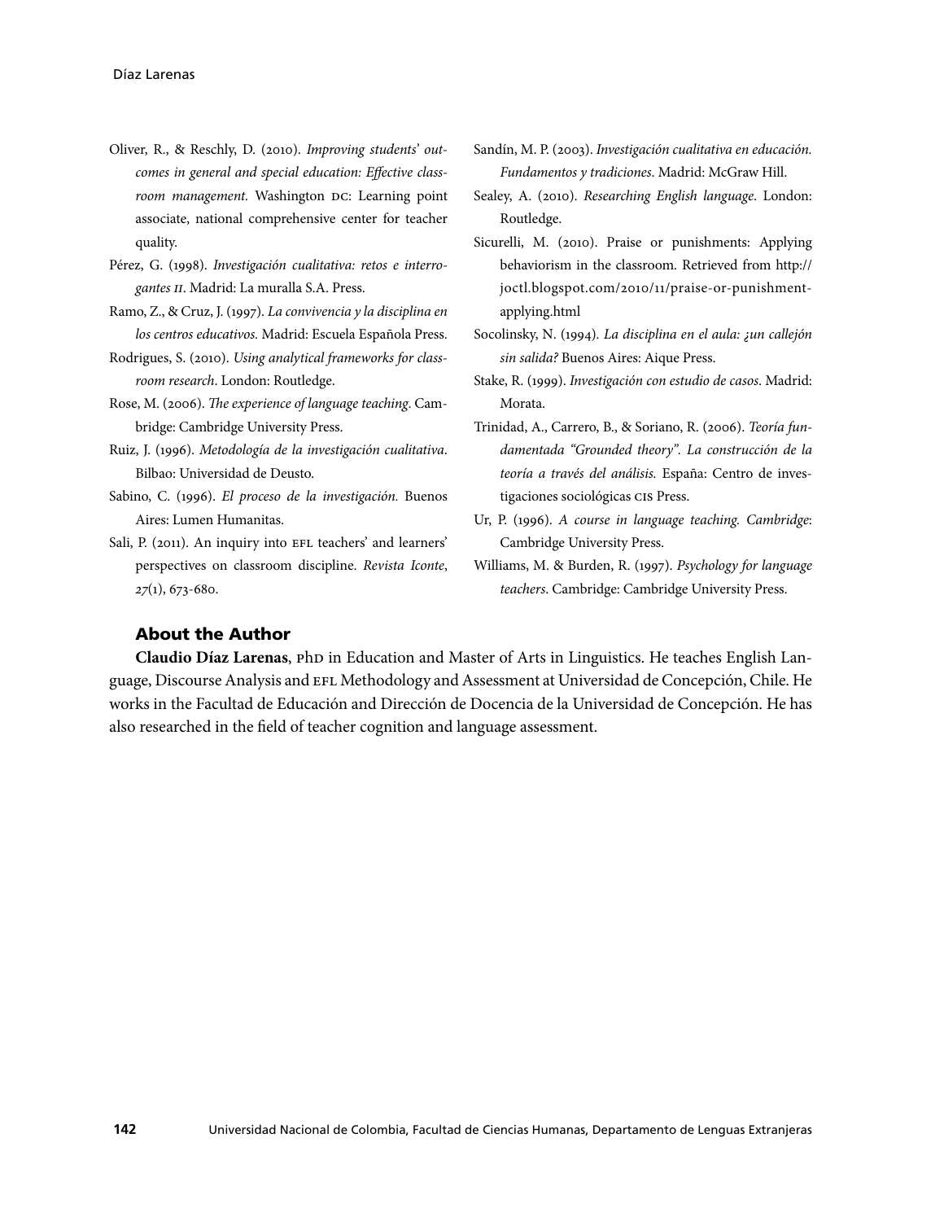Oliver, R., & Reschly, D. (2010). *Improving students' outcomes in general and special education: Effective classroom management.* Washington DC: Learning point associate, national comprehensive center for teacher quality.

Pérez, G. (1998). *Investigación cualitativa: retos e interrogantes II*. Madrid: La muralla S.A. Press.

Ramo, Z., & Cruz, J. (1997). *La convivencia y la disciplina en los centros educativos.* Madrid: Escuela Española Press.

Rodrigues, S. (2010). *Using analytical frameworks for classroom research*. London: Routledge.

Rose, M. (2006). *The experience of language teaching*. Cambridge: Cambridge University Press.

Ruiz, J. (1996). *Metodología de la investigación cualitativa*. Bilbao: Universidad de Deusto.

Sabino, C. (1996). *El proceso de la investigación.* Buenos Aires: Lumen Humanitas.

Sali, P. (2011). An inquiry into EFL teachers' and learners' perspectives on classroom discipline. *Revista Iconte*, *27*(1), 673-680.

Sandín, M. P. (2003). *Investigación cualitativa en educación. Fundamentos y tradiciones*. Madrid: McGraw Hill.

Sealey, A. (2010). *Researching English language*. London: Routledge.

Sicurelli, M. (2010). Praise or punishments: Applying behaviorism in the classroom. Retrieved from http://joctl.blogspot.com/2010/11/praise-or-punishment-applying.html

Socolinsky, N. (1994). *La disciplina en el aula: ¿un callejón sin salida?* Buenos Aires: Aique Press.

Stake, R. (1999). *Investigación con estudio de casos*. Madrid: Morata.

Trinidad, A., Carrero, B., & Soriano, R. (2006). *Teoría fundamentada "Grounded theory". La construcción de la teoría a través del análisis.* España: Centro de investigaciones sociológicas CIS Press.

Ur, P. (1996). *A course in language teaching. Cambridge*: Cambridge University Press.

Williams, M. & Burden, R. (1997). *Psychology for language teachers*. Cambridge: Cambridge University Press.

## About the Author

**Claudio Díaz Larenas**, PhD in Education and Master of Arts in Linguistics. He teaches English Language, Discourse Analysis and EFL Methodology and Assessment at Universidad de Concepción, Chile. He works in the Facultad de Educación and Dirección de Docencia de la Universidad de Concepción. He has also researched in the field of teacher cognition and language assessment.